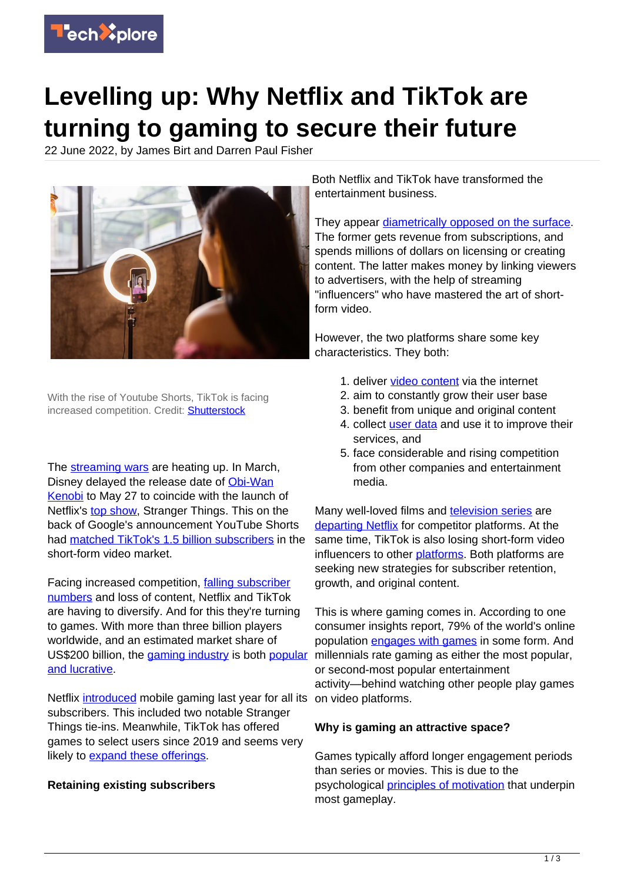# Levelling up: Why Netflix and TikTok are turning to gaming to secure their future

22 June 2022, by James Birt and Darren Paul Fisher

With the rise of Youtube Shorts, TikTok is facing increased competition. Credit: Shutterstock

The streaming wars are heating up. In March, Disney delayed the release date of Obi-Wan Kenobi to May 27 to coincide with the launch of Netflix's top show, Stranger Things. This on the back of Google's announcement YouTube Shorts had matched TikTok's 1.5 billion subscribers in the short-form video market.

Facing increased competition, falling subscriber numbers and loss of content, Netflix and TikTok are having to diversify. And for this they're turning to games. With more than three billion players worldwide, and an estimated market share of US$200 billion, the gaming industry is both popular and lucrative.

Netflix introduced mobile gaming last year for all its subscribers. This included two notable Stranger Things tie-ins. Meanwhile, TikTok has offered games to select users since 2019 and seems very likely to expand these offerings.

**Retaining existing subscribers**

Both Netflix and TikTok have transformed the entertainment business.

They appear diametrically opposed on the surface. The former gets revenue from subscriptions, and spends millions of dollars on licensing or creating content. The latter makes money by linking viewers to advertisers, with the help of streaming "influencers" who have mastered the art of short-form video.

However, the two platforms share some key characteristics. They both:

1. deliver video content via the internet
2. aim to constantly grow their user base
3. benefit from unique and original content
4. collect user data and use it to improve their services, and
5. face considerable and rising competition from other companies and entertainment media.

Many well-loved films and television series are departing Netflix for competitor platforms. At the same time, TikTok is also losing short-form video influencers to other platforms. Both platforms are seeking new strategies for subscriber retention, growth, and original content.

This is where gaming comes in. According to one consumer insights report, 79% of the world's online population engages with games in some form. And millennials rate gaming as either the most popular, or second-most popular entertainment activity—behind watching other people play games on video platforms.

**Why is gaming an attractive space?**

Games typically afford longer engagement periods than series or movies. This is due to the psychological principles of motivation that underpin most gameplay.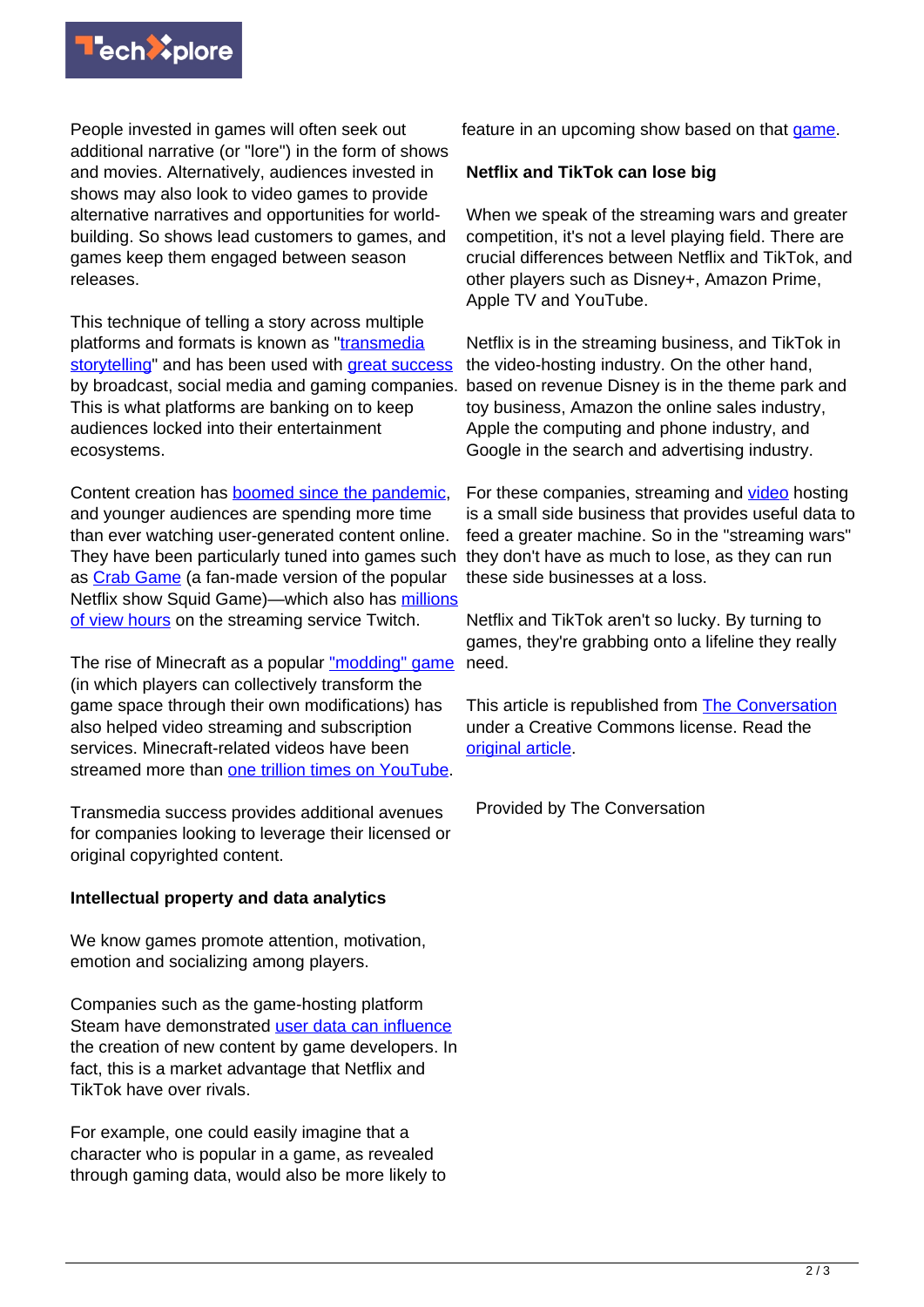People invested in games will often seek out additional narrative (or "lore") in the form of shows and movies. Alternatively, audiences invested in shows may also look to video games to provide alternative narratives and opportunities for world-building. So shows lead customers to games, and games keep them engaged between season releases.

This technique of telling a story across multiple platforms and formats is known as "transmedia storytelling" and has been used with great success by broadcast, social media and gaming companies. This is what platforms are banking on to keep audiences locked into their entertainment ecosystems.

Content creation has boomed since the pandemic, and younger audiences are spending more time than ever watching user-generated content online. They have been particularly tuned into games such as Crab Game (a fan-made version of the popular Netflix show Squid Game)—which also has millions of view hours on the streaming service Twitch.

The rise of Minecraft as a popular "modding" game (in which players can collectively transform the game space through their own modifications) has also helped video streaming and subscription services. Minecraft-related videos have been streamed more than one trillion times on YouTube.

Transmedia success provides additional avenues for companies looking to leverage their licensed or original copyrighted content.

**Intellectual property and data analytics**

We know games promote attention, motivation, emotion and socializing among players.

Companies such as the game-hosting platform Steam have demonstrated user data can influence the creation of new content by game developers. In fact, this is a market advantage that Netflix and TikTok have over rivals.

For example, one could easily imagine that a character who is popular in a game, as revealed through gaming data, would also be more likely to feature in an upcoming show based on that game.

**Netflix and TikTok can lose big**

When we speak of the streaming wars and greater competition, it's not a level playing field. There are crucial differences between Netflix and TikTok, and other players such as Disney+, Amazon Prime, Apple TV and YouTube.

Netflix is in the streaming business, and TikTok in the video-hosting industry. On the other hand, based on revenue Disney is in the theme park and toy business, Amazon the online sales industry, Apple the computing and phone industry, and Google in the search and advertising industry.

For these companies, streaming and video hosting is a small side business that provides useful data to feed a greater machine. So in the "streaming wars" they don't have as much to lose, as they can run these side businesses at a loss.

Netflix and TikTok aren't so lucky. By turning to games, they're grabbing onto a lifeline they really need.

This article is republished from The Conversation under a Creative Commons license. Read the original article.

Provided by The Conversation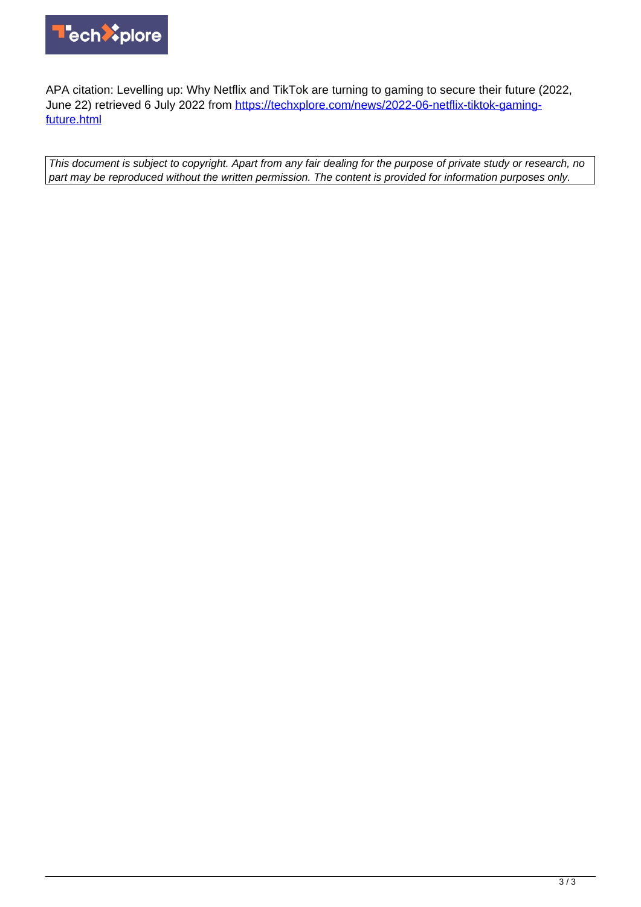APA citation: Levelling up: Why Netflix and TikTok are turning to gaming to secure their future (2022, June 22) retrieved 6 July 2022 from [https://techxplore.com/news/2022-06-netflix-tiktok-gaming-future.html](https://techxplore.com/news/2022-06-netflix-tiktok-gaming-future.html)

*This document is subject to copyright. Apart from any fair dealing for the purpose of private study or research, no part may be reproduced without the written permission. The content is provided for information purposes only.*